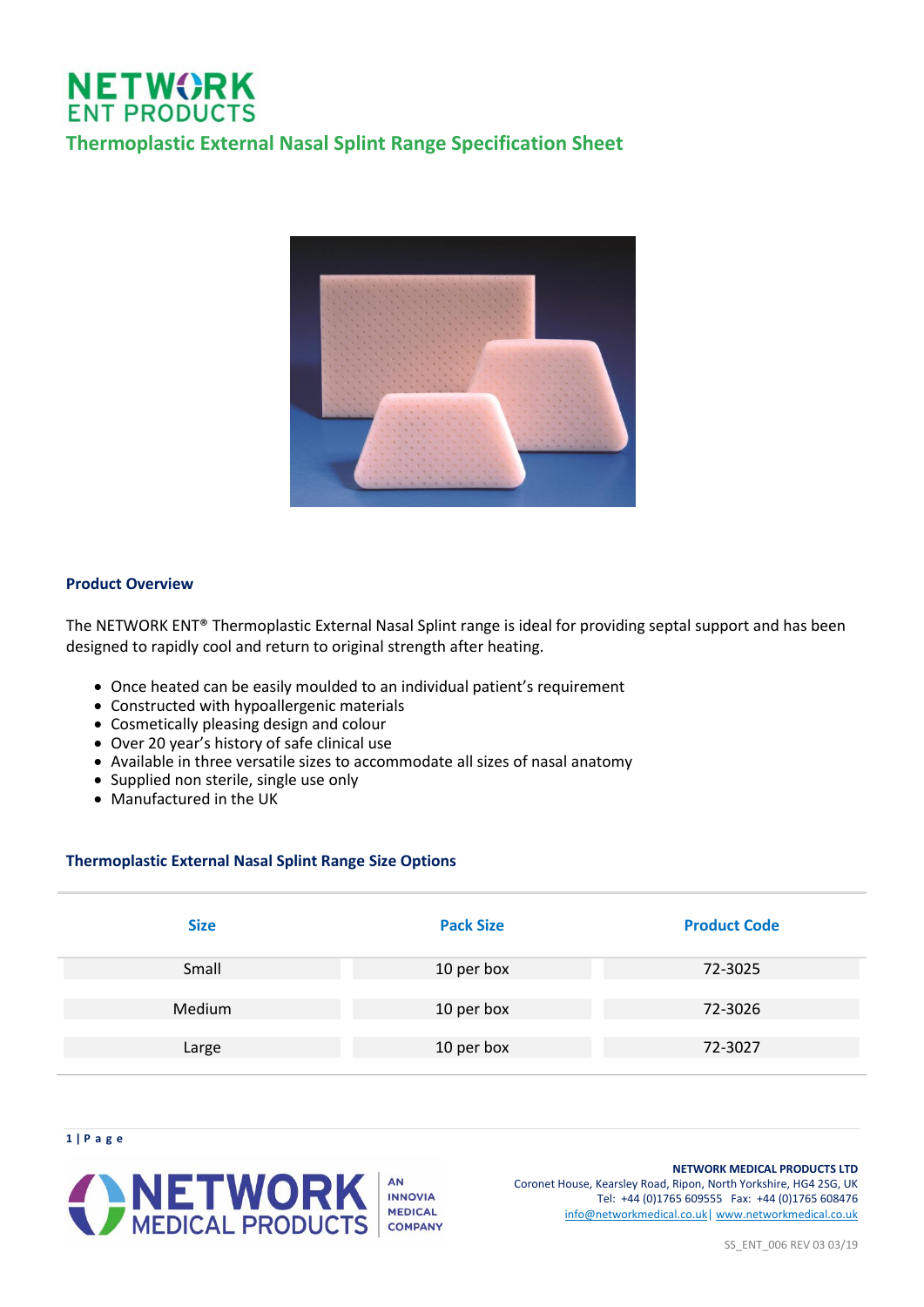# NETWORK ENT PRODUCTS

## Thermoplastic External Nasal Splint Range Specification Sheet

### Product Overview

The NETWORK ENT® Thermoplastic External Nasal Splint range is ideal for providing septal support and has been designed to rapidly cool and return to original strength after heating.

- Once heated can be easily moulded to an individual patient's requirement
- Constructed with hypoallergenic materials
- Cosmetically pleasing design and colour
- Over 20 year's history of safe clinical use
- Available in three versatile sizes to accommodate all sizes of nasal anatomy
- Supplied non sterile, single use only
- Manufactured in the UK

### Thermoplastic External Nasal Splint Range Size Options

| Size | Pack Size | Product Code |
|---|---|---|
| Small | 10 per box | 72-3025 |
| Medium | 10 per box | 72-3026 |
| Large | 10 per box | 72-3027 |

NETWORK MEDICAL PRODUCTS — AN INNOVIA MEDICAL COMPANY

**NETWORK MEDICAL PRODUCTS LTD**
Coronet House, Kearsley Road, Ripon, North Yorkshire, HG4 2SG, UK
Tel: +44 (0)1765 609555 Fax: +44 (0)1765 608476
info@networkmedical.co.uk | www.networkmedical.co.uk

SS_ENT_006 REV 03 03/19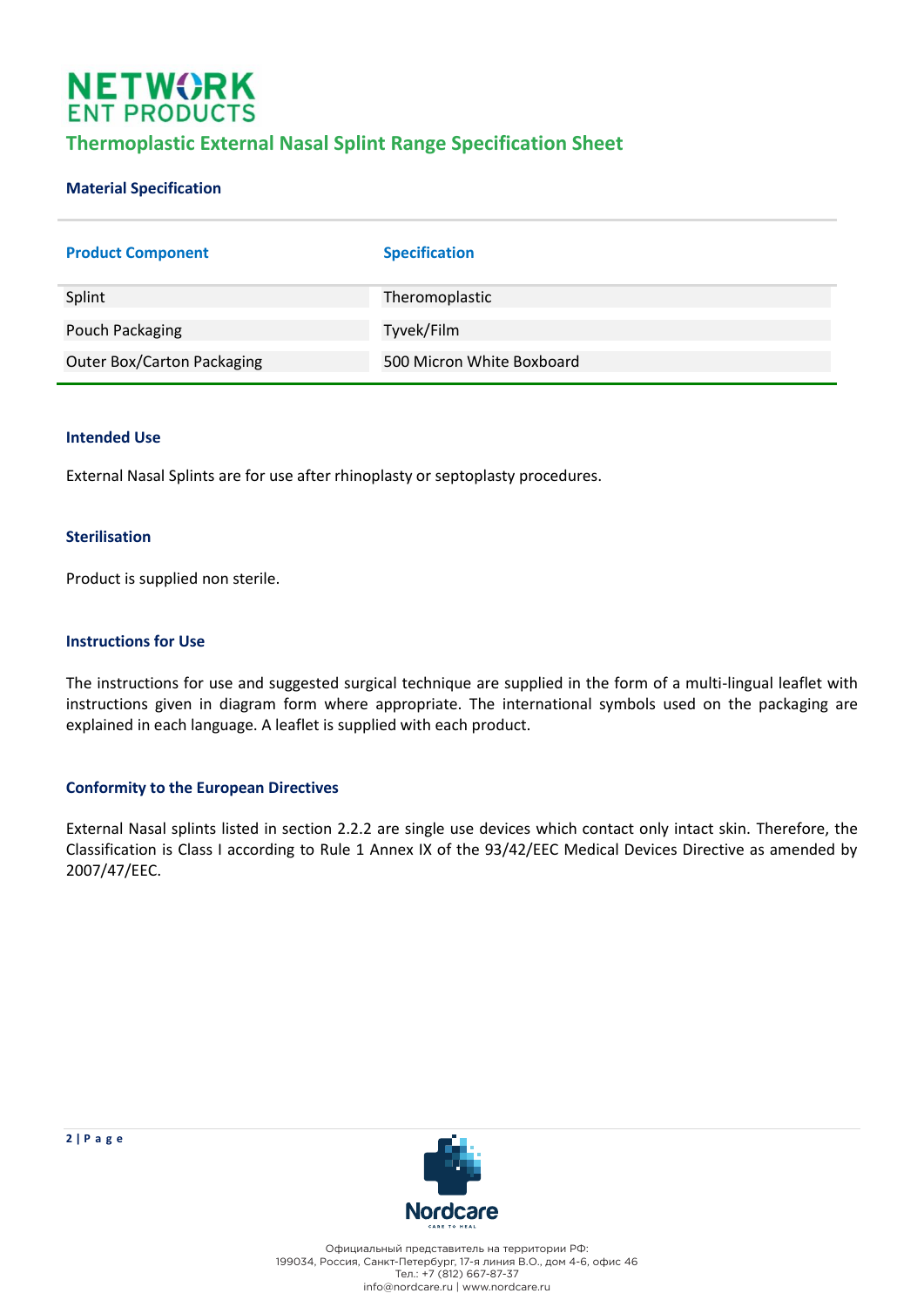# NETWORK ENT PRODUCTS

## Thermoplastic External Nasal Splint Range Specification Sheet

### Material Specification

| Product Component | Specification |
|---|---|
| Splint | Theromoplastic |
| Pouch Packaging | Tyvek/Film |
| Outer Box/Carton Packaging | 500 Micron White Boxboard |

### Intended Use

External Nasal Splints are for use after rhinoplasty or septoplasty procedures.

### Sterilisation

Product is supplied non sterile.

### Instructions for Use

The instructions for use and suggested surgical technique are supplied in the form of a multi-lingual leaflet with instructions given in diagram form where appropriate. The international symbols used on the packaging are explained in each language. A leaflet is supplied with each product.

### Conformity to the European Directives

External Nasal splints listed in section 2.2.2 are single use devices which contact only intact skin. Therefore, the Classification is Class I according to Rule 1 Annex IX of the 93/42/EEC Medical Devices Directive as amended by 2007/47/EEC.

Nordcare
CARE TO HEAL

Официальный представитель на территории РФ:
199034, Россия, Санкт-Петербург, 17-я линия В.О., дом 4-6, офис 46
Тел.: +7 (812) 667-87-37
info@nordcare.ru | www.nordcare.ru